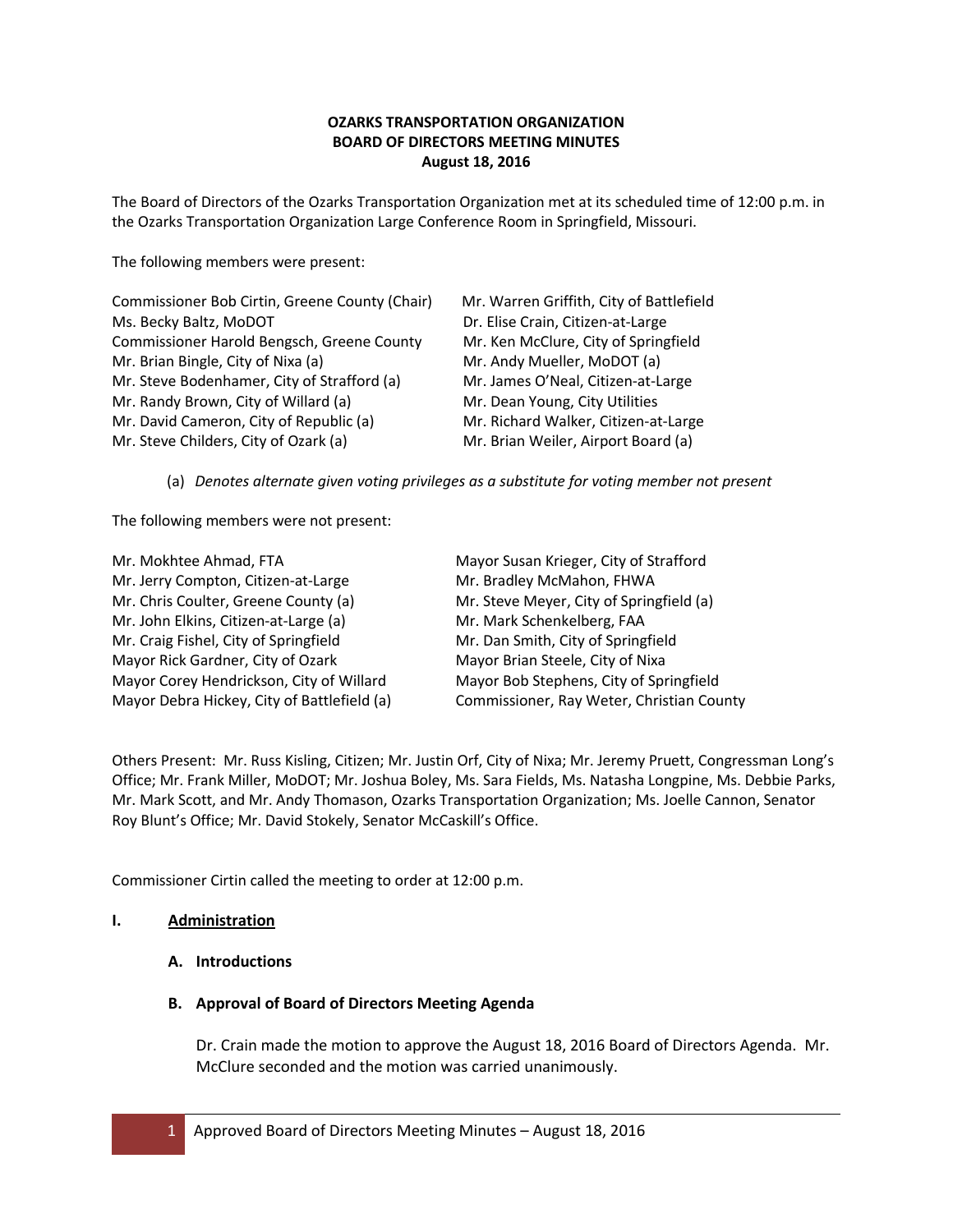**OZARKS TRANSPORTATION ORGANIZATION**
**BOARD OF DIRECTORS MEETING MINUTES**
**August 18, 2016**

The Board of Directors of the Ozarks Transportation Organization met at its scheduled time of 12:00 p.m. in the Ozarks Transportation Organization Large Conference Room in Springfield, Missouri.

The following members were present:

Commissioner Bob Cirtin, Greene County (Chair)
Ms. Becky Baltz, MoDOT
Commissioner Harold Bengsch, Greene County
Mr. Brian Bingle, City of Nixa (a)
Mr. Steve Bodenhamer, City of Strafford (a)
Mr. Randy Brown, City of Willard (a)
Mr. David Cameron, City of Republic (a)
Mr. Steve Childers, City of Ozark (a)
Mr. Warren Griffith, City of Battlefield
Dr. Elise Crain, Citizen-at-Large
Mr. Ken McClure, City of Springfield
Mr. Andy Mueller, MoDOT (a)
Mr. James O'Neal, Citizen-at-Large
Mr. Dean Young, City Utilities
Mr. Richard Walker, Citizen-at-Large
Mr. Brian Weiler, Airport Board (a)

(a) *Denotes alternate given voting privileges as a substitute for voting member not present*

The following members were not present:

Mr. Mokhtee Ahmad, FTA
Mr. Jerry Compton, Citizen-at-Large
Mr. Chris Coulter, Greene County (a)
Mr. John Elkins, Citizen-at-Large (a)
Mr. Craig Fishel, City of Springfield
Mayor Rick Gardner, City of Ozark
Mayor Corey Hendrickson, City of Willard
Mayor Debra Hickey, City of Battlefield (a)
Mayor Susan Krieger, City of Strafford
Mr. Bradley McMahon, FHWA
Mr. Steve Meyer, City of Springfield (a)
Mr. Mark Schenkelberg, FAA
Mr. Dan Smith, City of Springfield
Mayor Brian Steele, City of Nixa
Mayor Bob Stephens, City of Springfield
Commissioner, Ray Weter, Christian County

Others Present: Mr. Russ Kisling, Citizen; Mr. Justin Orf, City of Nixa; Mr. Jeremy Pruett, Congressman Long's Office; Mr. Frank Miller, MoDOT; Mr. Joshua Boley, Ms. Sara Fields, Ms. Natasha Longpine, Ms. Debbie Parks, Mr. Mark Scott, and Mr. Andy Thomason, Ozarks Transportation Organization; Ms. Joelle Cannon, Senator Roy Blunt's Office; Mr. David Stokely, Senator McCaskill's Office.

Commissioner Cirtin called the meeting to order at 12:00 p.m.

## I. Administration

### A. Introductions

### B. Approval of Board of Directors Meeting Agenda

Dr. Crain made the motion to approve the August 18, 2016 Board of Directors Agenda. Mr. McClure seconded and the motion was carried unanimously.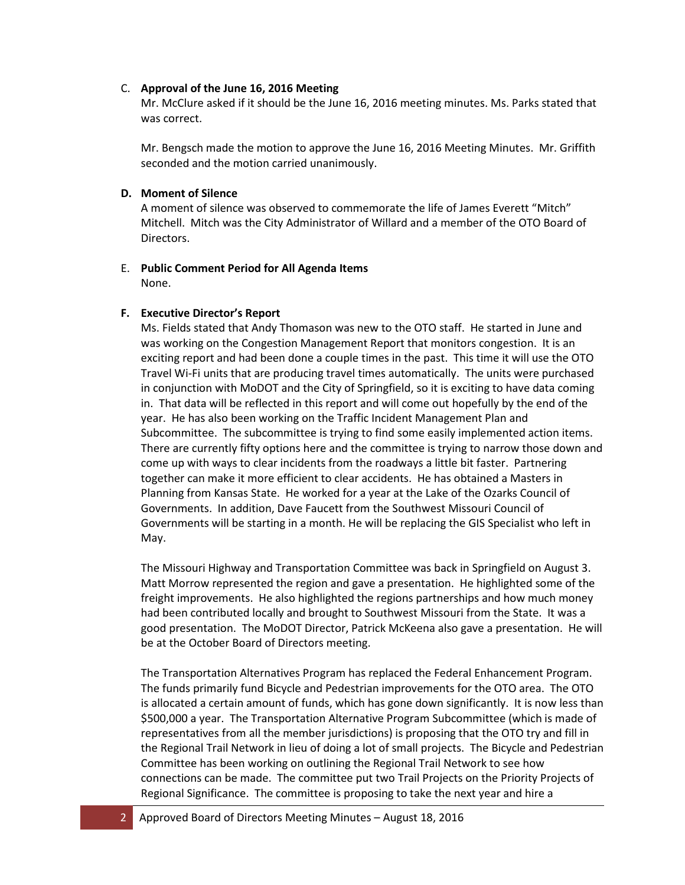C. **Approval of the June 16, 2016 Meeting**

Mr. McClure asked if it should be the June 16, 2016 meeting minutes. Ms. Parks stated that was correct.

Mr. Bengsch made the motion to approve the June 16, 2016 Meeting Minutes. Mr. Griffith seconded and the motion carried unanimously.

**D. Moment of Silence**

A moment of silence was observed to commemorate the life of James Everett "Mitch" Mitchell. Mitch was the City Administrator of Willard and a member of the OTO Board of Directors.

E. **Public Comment Period for All Agenda Items**

None.

**F. Executive Director's Report**

Ms. Fields stated that Andy Thomason was new to the OTO staff. He started in June and was working on the Congestion Management Report that monitors congestion. It is an exciting report and had been done a couple times in the past. This time it will use the OTO Travel Wi-Fi units that are producing travel times automatically. The units were purchased in conjunction with MoDOT and the City of Springfield, so it is exciting to have data coming in. That data will be reflected in this report and will come out hopefully by the end of the year. He has also been working on the Traffic Incident Management Plan and Subcommittee. The subcommittee is trying to find some easily implemented action items. There are currently fifty options here and the committee is trying to narrow those down and come up with ways to clear incidents from the roadways a little bit faster. Partnering together can make it more efficient to clear accidents. He has obtained a Masters in Planning from Kansas State. He worked for a year at the Lake of the Ozarks Council of Governments. In addition, Dave Faucett from the Southwest Missouri Council of Governments will be starting in a month. He will be replacing the GIS Specialist who left in May.

The Missouri Highway and Transportation Committee was back in Springfield on August 3. Matt Morrow represented the region and gave a presentation. He highlighted some of the freight improvements. He also highlighted the regions partnerships and how much money had been contributed locally and brought to Southwest Missouri from the State. It was a good presentation. The MoDOT Director, Patrick McKeena also gave a presentation. He will be at the October Board of Directors meeting.

The Transportation Alternatives Program has replaced the Federal Enhancement Program. The funds primarily fund Bicycle and Pedestrian improvements for the OTO area. The OTO is allocated a certain amount of funds, which has gone down significantly. It is now less than \$500,000 a year. The Transportation Alternative Program Subcommittee (which is made of representatives from all the member jurisdictions) is proposing that the OTO try and fill in the Regional Trail Network in lieu of doing a lot of small projects. The Bicycle and Pedestrian Committee has been working on outlining the Regional Trail Network to see how connections can be made. The committee put two Trail Projects on the Priority Projects of Regional Significance. The committee is proposing to take the next year and hire a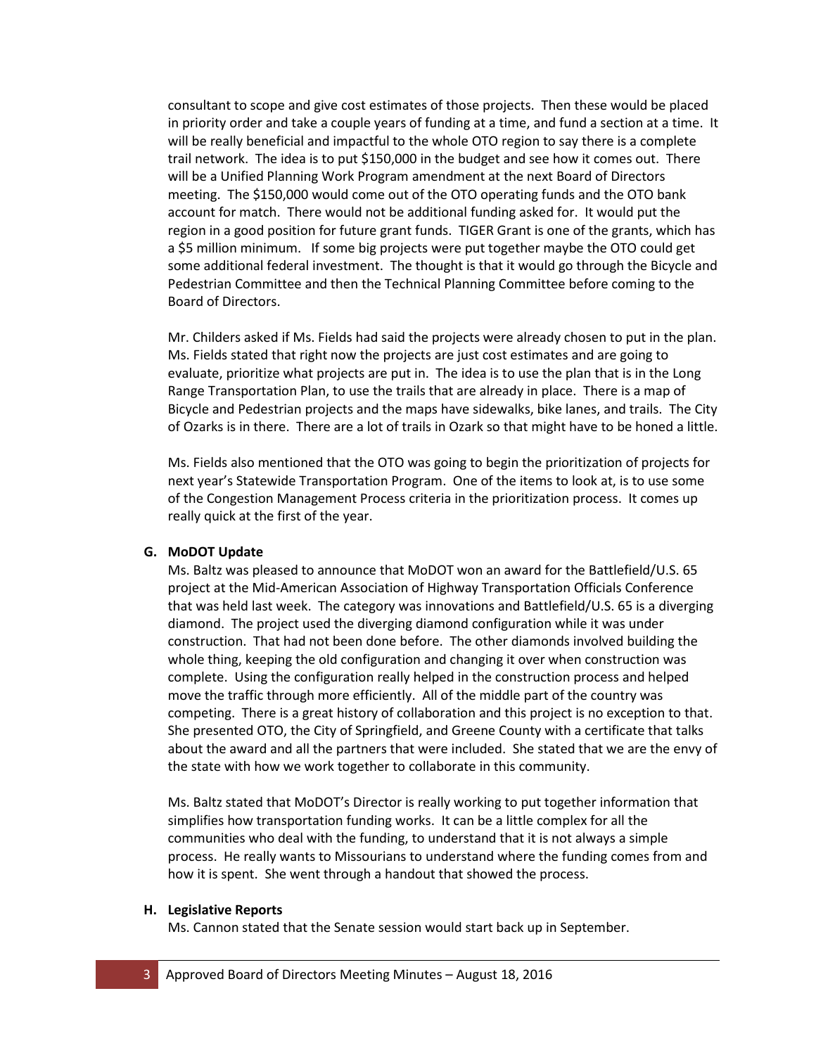consultant to scope and give cost estimates of those projects. Then these would be placed in priority order and take a couple years of funding at a time, and fund a section at a time. It will be really beneficial and impactful to the whole OTO region to say there is a complete trail network. The idea is to put $150,000 in the budget and see how it comes out. There will be a Unified Planning Work Program amendment at the next Board of Directors meeting. The $150,000 would come out of the OTO operating funds and the OTO bank account for match. There would not be additional funding asked for. It would put the region in a good position for future grant funds. TIGER Grant is one of the grants, which has a $5 million minimum. If some big projects were put together maybe the OTO could get some additional federal investment. The thought is that it would go through the Bicycle and Pedestrian Committee and then the Technical Planning Committee before coming to the Board of Directors.

Mr. Childers asked if Ms. Fields had said the projects were already chosen to put in the plan. Ms. Fields stated that right now the projects are just cost estimates and are going to evaluate, prioritize what projects are put in. The idea is to use the plan that is in the Long Range Transportation Plan, to use the trails that are already in place. There is a map of Bicycle and Pedestrian projects and the maps have sidewalks, bike lanes, and trails. The City of Ozarks is in there. There are a lot of trails in Ozark so that might have to be honed a little.

Ms. Fields also mentioned that the OTO was going to begin the prioritization of projects for next year's Statewide Transportation Program. One of the items to look at, is to use some of the Congestion Management Process criteria in the prioritization process. It comes up really quick at the first of the year.

**G. MoDOT Update**

Ms. Baltz was pleased to announce that MoDOT won an award for the Battlefield/U.S. 65 project at the Mid-American Association of Highway Transportation Officials Conference that was held last week. The category was innovations and Battlefield/U.S. 65 is a diverging diamond. The project used the diverging diamond configuration while it was under construction. That had not been done before. The other diamonds involved building the whole thing, keeping the old configuration and changing it over when construction was complete. Using the configuration really helped in the construction process and helped move the traffic through more efficiently. All of the middle part of the country was competing. There is a great history of collaboration and this project is no exception to that. She presented OTO, the City of Springfield, and Greene County with a certificate that talks about the award and all the partners that were included. She stated that we are the envy of the state with how we work together to collaborate in this community.

Ms. Baltz stated that MoDOT's Director is really working to put together information that simplifies how transportation funding works. It can be a little complex for all the communities who deal with the funding, to understand that it is not always a simple process. He really wants to Missourians to understand where the funding comes from and how it is spent. She went through a handout that showed the process.

**H. Legislative Reports**

Ms. Cannon stated that the Senate session would start back up in September.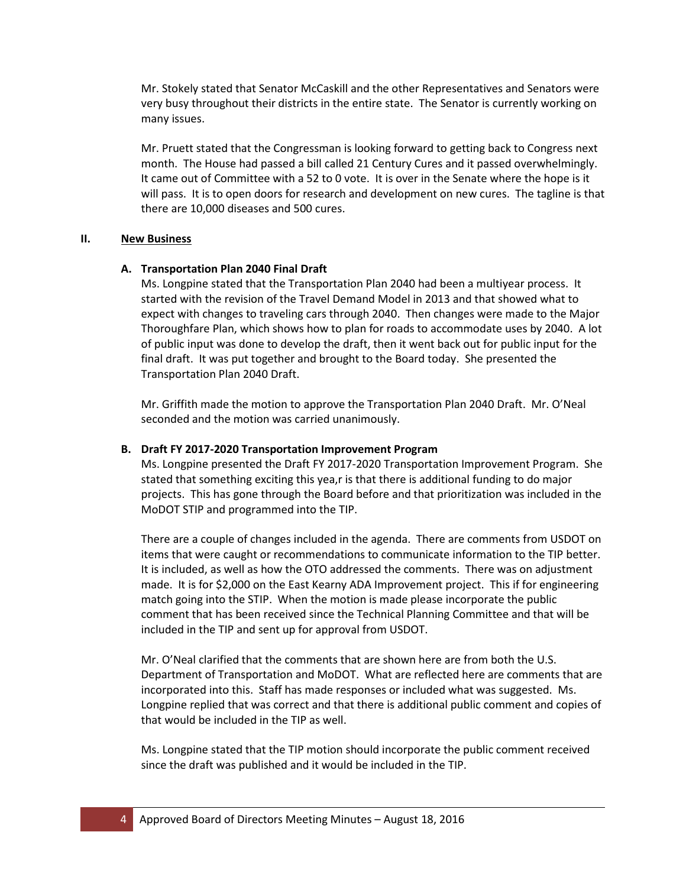Mr. Stokely stated that Senator McCaskill and the other Representatives and Senators were very busy throughout their districts in the entire state. The Senator is currently working on many issues.

Mr. Pruett stated that the Congressman is looking forward to getting back to Congress next month. The House had passed a bill called 21 Century Cures and it passed overwhelmingly. It came out of Committee with a 52 to 0 vote. It is over in the Senate where the hope is it will pass. It is to open doors for research and development on new cures. The tagline is that there are 10,000 diseases and 500 cures.

## II. New Business

### A. Transportation Plan 2040 Final Draft

Ms. Longpine stated that the Transportation Plan 2040 had been a multiyear process. It started with the revision of the Travel Demand Model in 2013 and that showed what to expect with changes to traveling cars through 2040. Then changes were made to the Major Thoroughfare Plan, which shows how to plan for roads to accommodate uses by 2040. A lot of public input was done to develop the draft, then it went back out for public input for the final draft. It was put together and brought to the Board today. She presented the Transportation Plan 2040 Draft.

Mr. Griffith made the motion to approve the Transportation Plan 2040 Draft. Mr. O'Neal seconded and the motion was carried unanimously.

### B. Draft FY 2017-2020 Transportation Improvement Program

Ms. Longpine presented the Draft FY 2017-2020 Transportation Improvement Program. She stated that something exciting this yea,r is that there is additional funding to do major projects. This has gone through the Board before and that prioritization was included in the MoDOT STIP and programmed into the TIP.

There are a couple of changes included in the agenda. There are comments from USDOT on items that were caught or recommendations to communicate information to the TIP better. It is included, as well as how the OTO addressed the comments. There was on adjustment made. It is for $2,000 on the East Kearny ADA Improvement project. This if for engineering match going into the STIP. When the motion is made please incorporate the public comment that has been received since the Technical Planning Committee and that will be included in the TIP and sent up for approval from USDOT.

Mr. O'Neal clarified that the comments that are shown here are from both the U.S. Department of Transportation and MoDOT. What are reflected here are comments that are incorporated into this. Staff has made responses or included what was suggested. Ms. Longpine replied that was correct and that there is additional public comment and copies of that would be included in the TIP as well.

Ms. Longpine stated that the TIP motion should incorporate the public comment received since the draft was published and it would be included in the TIP.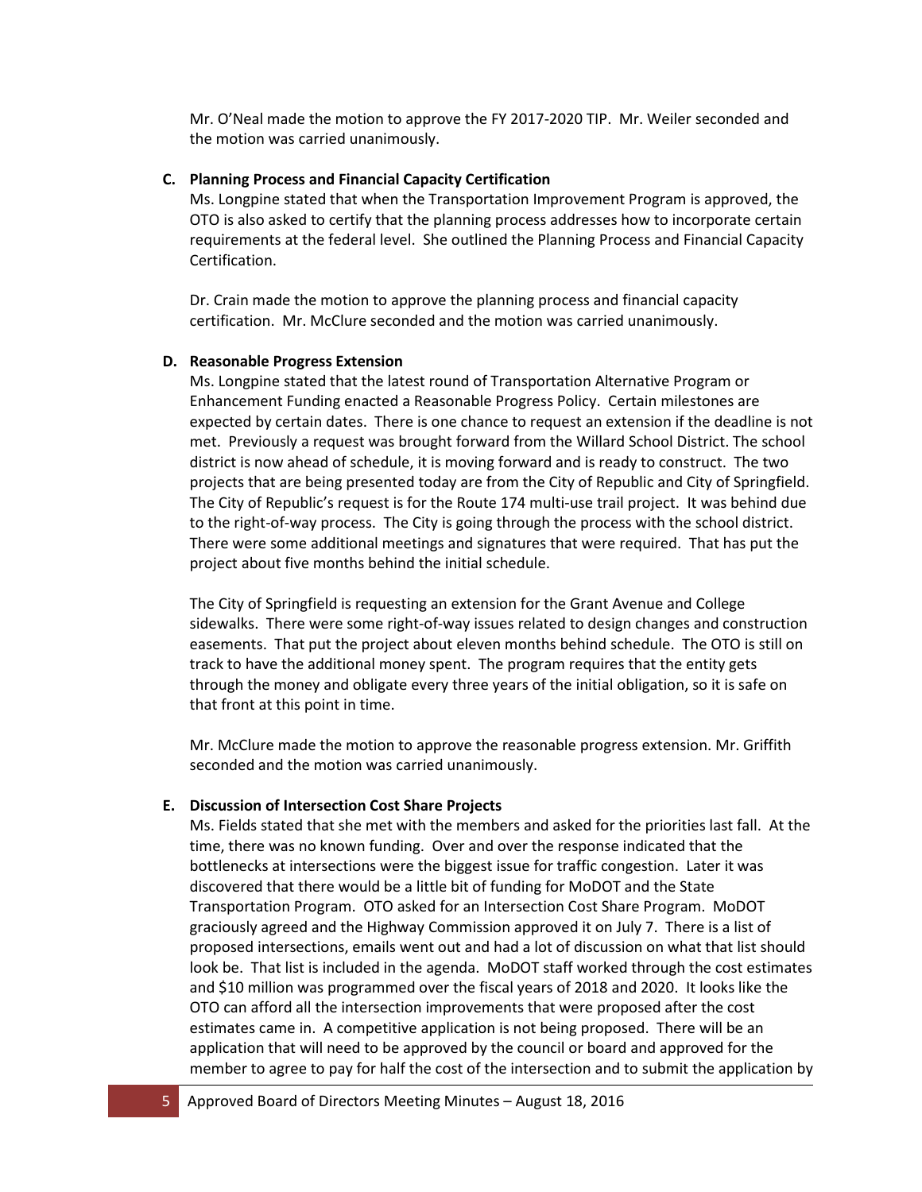Mr. O'Neal made the motion to approve the FY 2017-2020 TIP. Mr. Weiler seconded and the motion was carried unanimously.

**C. Planning Process and Financial Capacity Certification**

Ms. Longpine stated that when the Transportation Improvement Program is approved, the OTO is also asked to certify that the planning process addresses how to incorporate certain requirements at the federal level. She outlined the Planning Process and Financial Capacity Certification.

Dr. Crain made the motion to approve the planning process and financial capacity certification. Mr. McClure seconded and the motion was carried unanimously.

**D. Reasonable Progress Extension**

Ms. Longpine stated that the latest round of Transportation Alternative Program or Enhancement Funding enacted a Reasonable Progress Policy. Certain milestones are expected by certain dates. There is one chance to request an extension if the deadline is not met. Previously a request was brought forward from the Willard School District. The school district is now ahead of schedule, it is moving forward and is ready to construct. The two projects that are being presented today are from the City of Republic and City of Springfield. The City of Republic's request is for the Route 174 multi-use trail project. It was behind due to the right-of-way process. The City is going through the process with the school district. There were some additional meetings and signatures that were required. That has put the project about five months behind the initial schedule.

The City of Springfield is requesting an extension for the Grant Avenue and College sidewalks. There were some right-of-way issues related to design changes and construction easements. That put the project about eleven months behind schedule. The OTO is still on track to have the additional money spent. The program requires that the entity gets through the money and obligate every three years of the initial obligation, so it is safe on that front at this point in time.

Mr. McClure made the motion to approve the reasonable progress extension. Mr. Griffith seconded and the motion was carried unanimously.

**E. Discussion of Intersection Cost Share Projects**

Ms. Fields stated that she met with the members and asked for the priorities last fall. At the time, there was no known funding. Over and over the response indicated that the bottlenecks at intersections were the biggest issue for traffic congestion. Later it was discovered that there would be a little bit of funding for MoDOT and the State Transportation Program. OTO asked for an Intersection Cost Share Program. MoDOT graciously agreed and the Highway Commission approved it on July 7. There is a list of proposed intersections, emails went out and had a lot of discussion on what that list should look be. That list is included in the agenda. MoDOT staff worked through the cost estimates and $10 million was programmed over the fiscal years of 2018 and 2020. It looks like the OTO can afford all the intersection improvements that were proposed after the cost estimates came in. A competitive application is not being proposed. There will be an application that will need to be approved by the council or board and approved for the member to agree to pay for half the cost of the intersection and to submit the application by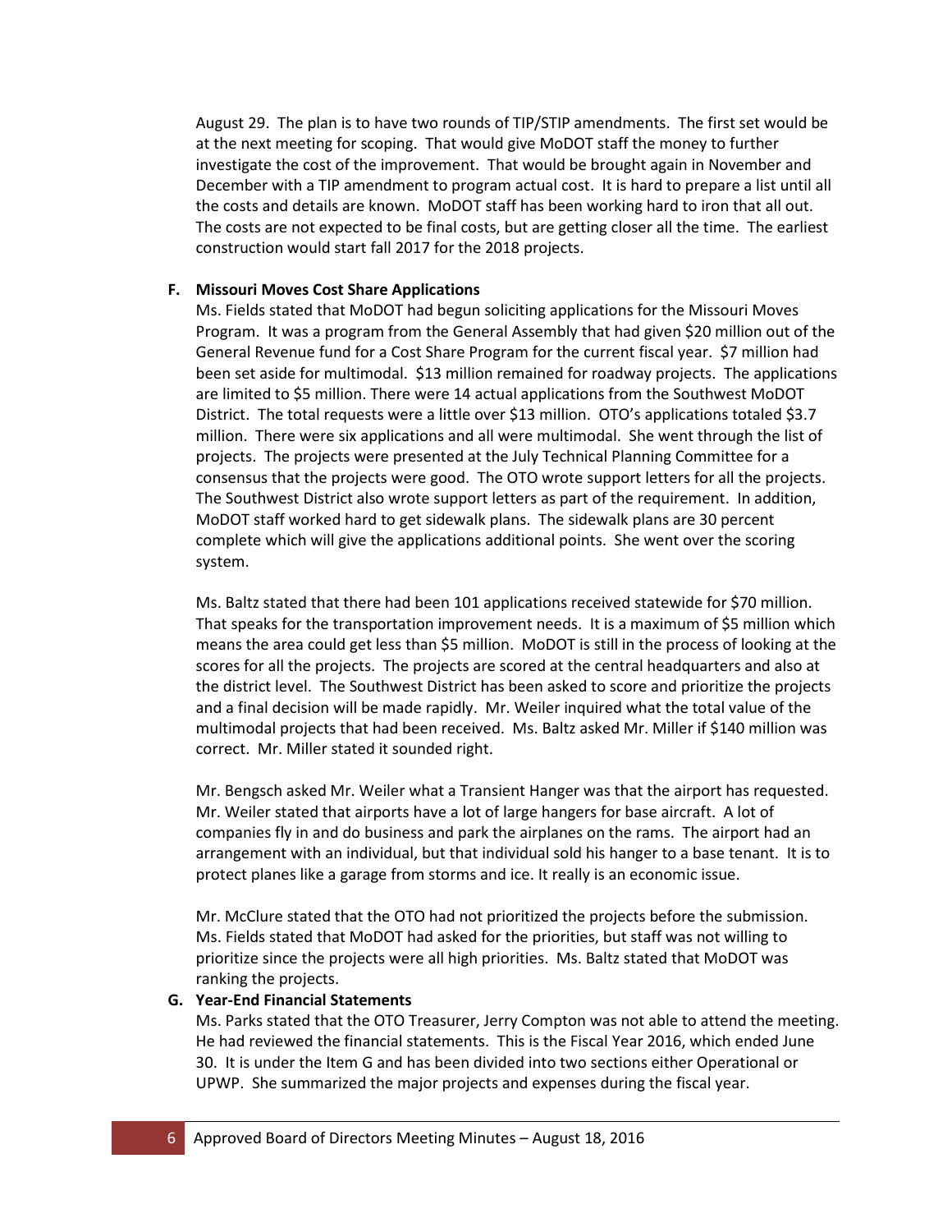August 29. The plan is to have two rounds of TIP/STIP amendments. The first set would be at the next meeting for scoping. That would give MoDOT staff the money to further investigate the cost of the improvement. That would be brought again in November and December with a TIP amendment to program actual cost. It is hard to prepare a list until all the costs and details are known. MoDOT staff has been working hard to iron that all out. The costs are not expected to be final costs, but are getting closer all the time. The earliest construction would start fall 2017 for the 2018 projects.

**F. Missouri Moves Cost Share Applications**

Ms. Fields stated that MoDOT had begun soliciting applications for the Missouri Moves Program. It was a program from the General Assembly that had given $20 million out of the General Revenue fund for a Cost Share Program for the current fiscal year. $7 million had been set aside for multimodal. $13 million remained for roadway projects. The applications are limited to $5 million. There were 14 actual applications from the Southwest MoDOT District. The total requests were a little over $13 million. OTO's applications totaled $3.7 million. There were six applications and all were multimodal. She went through the list of projects. The projects were presented at the July Technical Planning Committee for a consensus that the projects were good. The OTO wrote support letters for all the projects. The Southwest District also wrote support letters as part of the requirement. In addition, MoDOT staff worked hard to get sidewalk plans. The sidewalk plans are 30 percent complete which will give the applications additional points. She went over the scoring system.

Ms. Baltz stated that there had been 101 applications received statewide for $70 million. That speaks for the transportation improvement needs. It is a maximum of $5 million which means the area could get less than $5 million. MoDOT is still in the process of looking at the scores for all the projects. The projects are scored at the central headquarters and also at the district level. The Southwest District has been asked to score and prioritize the projects and a final decision will be made rapidly. Mr. Weiler inquired what the total value of the multimodal projects that had been received. Ms. Baltz asked Mr. Miller if $140 million was correct. Mr. Miller stated it sounded right.

Mr. Bengsch asked Mr. Weiler what a Transient Hanger was that the airport has requested. Mr. Weiler stated that airports have a lot of large hangers for base aircraft. A lot of companies fly in and do business and park the airplanes on the rams. The airport had an arrangement with an individual, but that individual sold his hanger to a base tenant. It is to protect planes like a garage from storms and ice. It really is an economic issue.

Mr. McClure stated that the OTO had not prioritized the projects before the submission. Ms. Fields stated that MoDOT had asked for the priorities, but staff was not willing to prioritize since the projects were all high priorities. Ms. Baltz stated that MoDOT was ranking the projects.

**G. Year-End Financial Statements**

Ms. Parks stated that the OTO Treasurer, Jerry Compton was not able to attend the meeting. He had reviewed the financial statements. This is the Fiscal Year 2016, which ended June 30. It is under the Item G and has been divided into two sections either Operational or UPWP. She summarized the major projects and expenses during the fiscal year.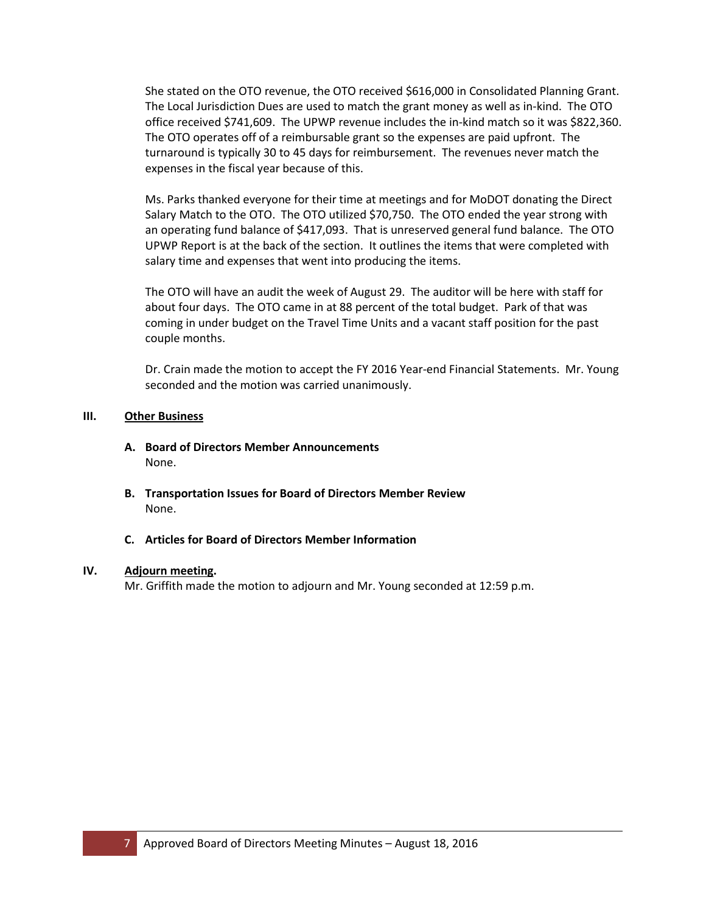She stated on the OTO revenue, the OTO received $616,000 in Consolidated Planning Grant. The Local Jurisdiction Dues are used to match the grant money as well as in-kind. The OTO office received $741,609. The UPWP revenue includes the in-kind match so it was $822,360. The OTO operates off of a reimbursable grant so the expenses are paid upfront. The turnaround is typically 30 to 45 days for reimbursement. The revenues never match the expenses in the fiscal year because of this.

Ms. Parks thanked everyone for their time at meetings and for MoDOT donating the Direct Salary Match to the OTO. The OTO utilized $70,750. The OTO ended the year strong with an operating fund balance of $417,093. That is unreserved general fund balance. The OTO UPWP Report is at the back of the section. It outlines the items that were completed with salary time and expenses that went into producing the items.

The OTO will have an audit the week of August 29. The auditor will be here with staff for about four days. The OTO came in at 88 percent of the total budget. Park of that was coming in under budget on the Travel Time Units and a vacant staff position for the past couple months.

Dr. Crain made the motion to accept the FY 2016 Year-end Financial Statements. Mr. Young seconded and the motion was carried unanimously.

## III. Other Business

### A. Board of Directors Member Announcements

None.

### B. Transportation Issues for Board of Directors Member Review

None.

### C. Articles for Board of Directors Member Information

## IV. Adjourn meeting.

Mr. Griffith made the motion to adjourn and Mr. Young seconded at 12:59 p.m.